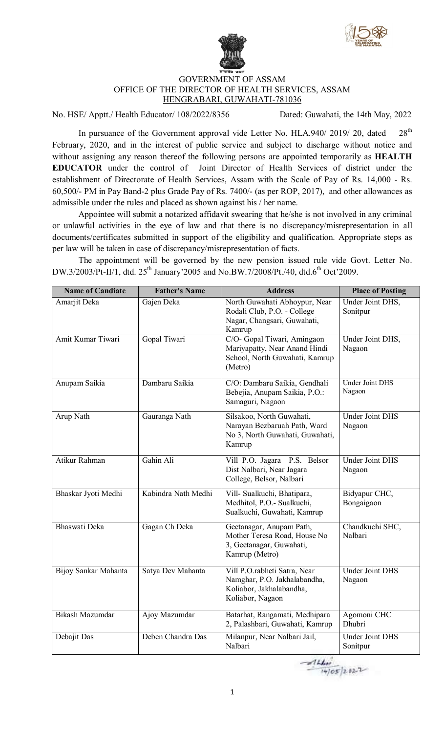GOVERNMENT OF ASSAM
OFFICE OF THE DIRECTOR OF HEALTH SERVICES, ASSAM
HENGRABARI, GUWAHATI-781036

No. HSE/ Apptt./ Health Educator/ 108/2022/8356 Dated: Guwahati, the 14th May, 2022

In pursuance of the Government approval vide Letter No. HLA.940/ 2019/ 20, dated 28th February, 2020, and in the interest of public service and subject to discharge without notice and without assigning any reason thereof the following persons are appointed temporarily as **HEALTH EDUCATOR** under the control of Joint Director of Health Services of district under the establishment of Directorate of Health Services, Assam with the Scale of Pay of Rs. 14,000 - Rs. 60,500/- PM in Pay Band-2 plus Grade Pay of Rs. 7400/- (as per ROP, 2017), and other allowances as admissible under the rules and placed as shown against his / her name.

Appointee will submit a notarized affidavit swearing that he/she is not involved in any criminal or unlawful activities in the eye of law and that there is no discrepancy/misrepresentation in all documents/certificates submitted in support of the eligibility and qualification. Appropriate steps as per law will be taken in case of discrepancy/misrepresentation of facts.

The appointment will be governed by the new pension issued rule vide Govt. Letter No. DW.3/2003/Pt-II/1, dtd. 25th January'2005 and No.BW.7/2008/Pt./40, dtd.6th Oct'2009.

| Name of Candiate | Father's Name | Address | Place of Posting |
|---|---|---|---|
| Amarjit Deka | Gajen Deka | North Guwahati Abhoypur, Near Rodali Club, P.O. - College Nagar, Changsari, Guwahati, Kamrup | Under Joint DHS, Sonitpur |
| Amit Kumar Tiwari | Gopal Tiwari | C/O- Gopal Tiwari, Amingaon Mariyapatty, Near Anand Hindi School, North Guwahati, Kamrup (Metro) | Under Joint DHS, Nagaon |
| Anupam Saikia | Dambaru Saikia | C/O: Dambaru Saikia, Gendhali Bebejia, Anupam Saikia, P.O.: Samaguri, Nagaon | Under Joint DHS Nagaon |
| Arup Nath | Gauranga Nath | Silsakoo, North Guwahati, Narayan Bezbaruah Path, Ward No 3, North Guwahati, Guwahati, Kamrup | Under Joint DHS Nagaon |
| Atikur Rahman | Gahin Ali | Vill P.O. Jagara P.S. Belsor Dist Nalbari, Near Jagara College, Belsor, Nalbari | Under Joint DHS Nagaon |
| Bhaskar Jyoti Medhi | Kabindra Nath Medhi | Vill- Sualkuchi, Bhatipara, Medhitol, P.O.- Sualkuchi, Sualkuchi, Guwahati, Kamrup | Bidyapur CHC, Bongaigaon |
| Bhaswati Deka | Gagan Ch Deka | Geetanagar, Anupam Path, Mother Teresa Road, House No 3, Geetanagar, Guwahati, Kamrup (Metro) | Chandkuchi SHC, Nalbari |
| Bijoy Sankar Mahanta | Satya Dev Mahanta | Vill P.O.rabheti Satra, Near Namghar, P.O. Jakhalabandha, Koliabor, Jakhalabandha, Koliabor, Nagaon | Under Joint DHS Nagaon |
| Bikash Mazumdar | Ajoy Mazumdar | Batarhat, Rangamati, Medhipara 2, Palashbari, Guwahati, Kamrup | Agomoni CHC Dhubri |
| Debajit Das | Deben Chandra Das | Milanpur, Near Nalbari Jail, Nalbari | Under Joint DHS Sonitpur |

14/05/2022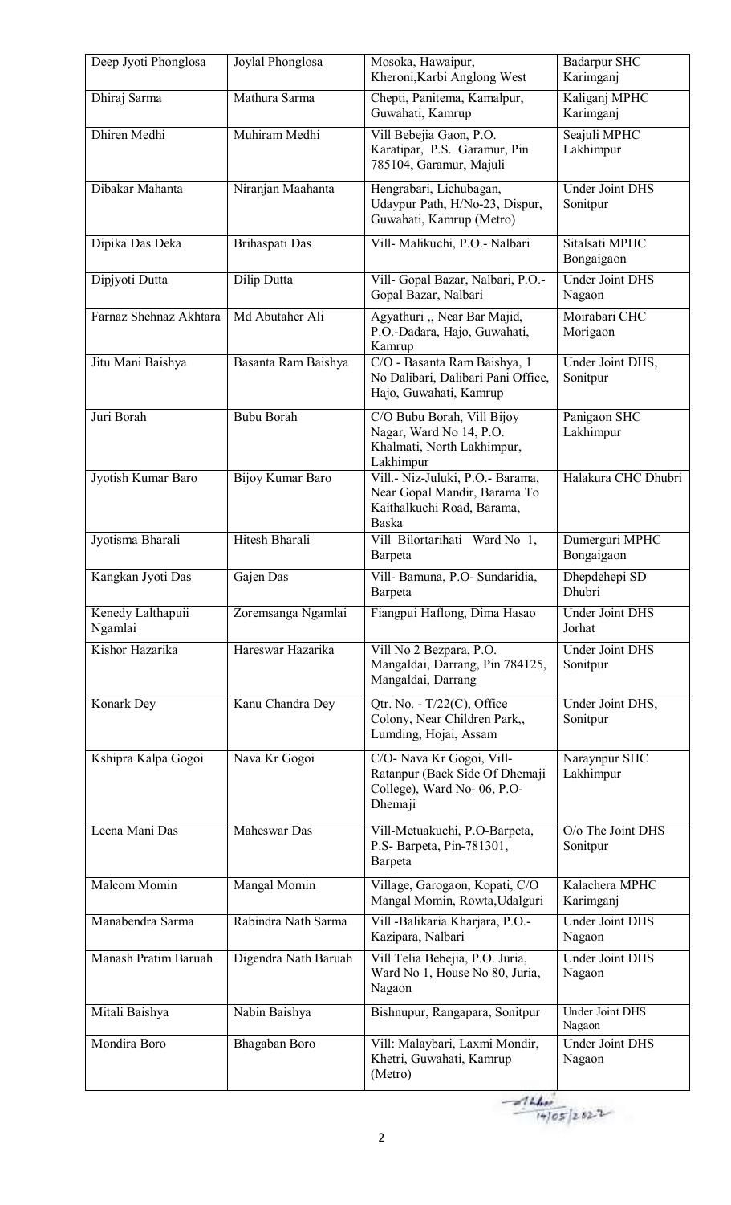| Deep Jyoti Phonglosa | Joylal Phonglosa | Mosoka, Hawaipur, Kheroni,Karbi Anglong West | Badarpur SHC Karimganj |
|---|---|---|---|
| Dhiraj Sarma | Mathura Sarma | Chepti, Panitema, Kamalpur, Guwahati, Kamrup | Kaliganj MPHC Karimganj |
| Dhiren Medhi | Muhiram Medhi | Vill Bebejia Gaon, P.O. Karatipar, P.S. Garamur, Pin 785104, Garamur, Majuli | Seajuli MPHC Lakhimpur |
| Dibakar Mahanta | Niranjan Maahanta | Hengrabari, Lichubagan, Udaypur Path, H/No-23, Dispur, Guwahati, Kamrup (Metro) | Under Joint DHS Sonitpur |
| Dipika Das Deka | Brihaspati Das | Vill- Malikuchi, P.O.- Nalbari | Sitalsati MPHC Bongaigaon |
| Dipjyoti Dutta | Dilip Dutta | Vill- Gopal Bazar, Nalbari, P.O.- Gopal Bazar, Nalbari | Under Joint DHS Nagaon |
| Farnaz Shehnaz Akhtara | Md Abutaher Ali | Agyathuri ,, Near Bar Majid, P.O.-Dadara, Hajo, Guwahati, Kamrup | Moirabari CHC Morigaon |
| Jitu Mani Baishya | Basanta Ram Baishya | C/O - Basanta Ram Baishya, 1 No Dalibari, Dalibari Pani Office, Hajo, Guwahati, Kamrup | Under Joint DHS, Sonitpur |
| Juri Borah | Bubu Borah | C/O Bubu Borah, Vill Bijoy Nagar, Ward No 14, P.O. Khalmati, North Lakhimpur, Lakhimpur | Panigaon SHC Lakhimpur |
| Jyotish Kumar Baro | Bijoy Kumar Baro | Vill.- Niz-Juluki, P.O.- Barama, Near Gopal Mandir, Barama To Kaithalkuchi Road, Barama, Baska | Halakura CHC Dhubri |
| Jyotisma Bharali | Hitesh Bharali | Vill Bilortarihati Ward No 1, Barpeta | Dumerguri MPHC Bongaigaon |
| Kangkan Jyoti Das | Gajen Das | Vill- Bamuna, P.O- Sundaridia, Barpeta | Dhepdehepi SD Dhubri |
| Kenedy Lalthapuii Ngamlai | Zoremsanga Ngamlai | Fiangpui Haflong, Dima Hasao | Under Joint DHS Jorhat |
| Kishor Hazarika | Hareswar Hazarika | Vill No 2 Bezpara, P.O. Mangaldai, Darrang, Pin 784125, Mangaldai, Darrang | Under Joint DHS Sonitpur |
| Konark Dey | Kanu Chandra Dey | Qtr. No. - T/22(C), Office Colony, Near Children Park,, Lumding, Hojai, Assam | Under Joint DHS, Sonitpur |
| Kshipra Kalpa Gogoi | Nava Kr Gogoi | C/O- Nava Kr Gogoi, Vill- Ratanpur (Back Side Of Dhemaji College), Ward No- 06, P.O- Dhemaji | Naraynpur SHC Lakhimpur |
| Leena Mani Das | Maheswar Das | Vill-Metuakuchi, P.O-Barpeta, P.S- Barpeta, Pin-781301, Barpeta | O/o The Joint DHS Sonitpur |
| Malcom Momin | Mangal Momin | Village, Garogaon, Kopati, C/O Mangal Momin, Rowta,Udalguri | Kalachera MPHC Karimganj |
| Manabendra Sarma | Rabindra Nath Sarma | Vill -Balikaria Kharjara, P.O.- Kazipara, Nalbari | Under Joint DHS Nagaon |
| Manash Pratim Baruah | Digendra Nath Baruah | Vill Telia Bebejia, P.O. Juria, Ward No 1, House No 80, Juria, Nagaon | Under Joint DHS Nagaon |
| Mitali Baishya | Nabin Baishya | Bishnupur, Rangapara, Sonitpur | Under Joint DHS Nagaon |
| Mondira Boro | Bhagaban Boro | Vill: Malaybari, Laxmi Mondir, Khetri, Guwahati, Kamrup (Metro) | Under Joint DHS Nagaon |

14/05/2022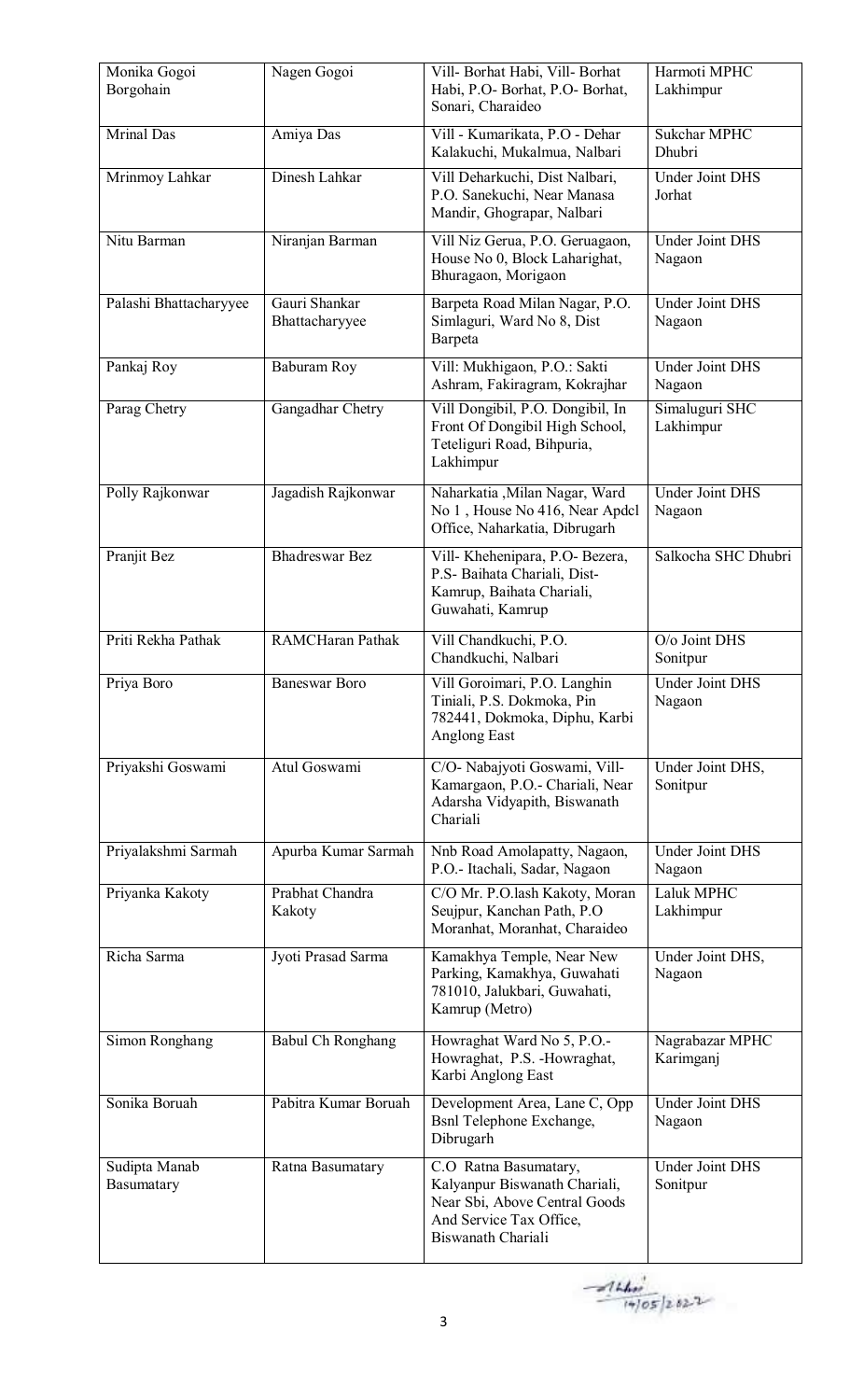| Monika Gogoi Borgohain | Nagen Gogoi | Vill- Borhat Habi, Vill- Borhat Habi, P.O- Borhat, P.O- Borhat, Sonari, Charaideo | Harmoti MPHC Lakhimpur |
|---|---|---|---|
| Mrinal Das | Amiya Das | Vill - Kumarikata, P.O - Dehar Kalakuchi, Mukalmua, Nalbari | Sukchar MPHC Dhubri |
| Mrinmoy Lahkar | Dinesh Lahkar | Vill Deharkuchi, Dist Nalbari, P.O. Sanekuchi, Near Manasa Mandir, Ghograpar, Nalbari | Under Joint DHS Jorhat |
| Nitu Barman | Niranjan Barman | Vill Niz Gerua, P.O. Geruagaon, House No 0, Block Laharighat, Bhuragaon, Morigaon | Under Joint DHS Nagaon |
| Palashi Bhattacharyyee | Gauri Shankar Bhattacharyyee | Barpeta Road Milan Nagar, P.O. Simlaguri, Ward No 8, Dist Barpeta | Under Joint DHS Nagaon |
| Pankaj Roy | Baburam Roy | Vill: Mukhigaon, P.O.: Sakti Ashram, Fakiragram, Kokrajhar | Under Joint DHS Nagaon |
| Parag Chetry | Gangadhar Chetry | Vill Dongibil, P.O. Dongibil, In Front Of Dongibil High School, Teteliguri Road, Bihpuria, Lakhimpur | Simaluguri SHC Lakhimpur |
| Polly Rajkonwar | Jagadish Rajkonwar | Naharkatia ,Milan Nagar, Ward No 1 , House No 416, Near Apdcl Office, Naharkatia, Dibrugarh | Under Joint DHS Nagaon |
| Pranjit Bez | Bhadreswar Bez | Vill- Khehenipara, P.O- Bezera, P.S- Baihata Chariali, Dist-Kamrup, Baihata Chariali, Guwahati, Kamrup | Salkocha SHC Dhubri |
| Priti Rekha Pathak | RAMCHaran Pathak | Vill Chandkuchi, P.O. Chandkuchi, Nalbari | O/o Joint DHS Sonitpur |
| Priya Boro | Baneswar Boro | Vill Goroimari, P.O. Langhin Tiniali, P.S. Dokmoka, Pin 782441, Dokmoka, Diphu, Karbi Anglong East | Under Joint DHS Nagaon |
| Priyakshi Goswami | Atul Goswami | C/O- Nabajyoti Goswami, Vill-Kamargaon, P.O.- Chariali, Near Adarsha Vidyapith, Biswanath Chariali | Under Joint DHS, Sonitpur |
| Priyalakshmi Sarmah | Apurba Kumar Sarmah | Nnb Road Amolapatty, Nagaon, P.O.- Itachali, Sadar, Nagaon | Under Joint DHS Nagaon |
| Priyanka Kakoty | Prabhat Chandra Kakoty | C/O Mr. P.O.lash Kakoty, Moran Seujpur, Kanchan Path, P.O Moranhat, Moranhat, Charaideo | Laluk MPHC Lakhimpur |
| Richa Sarma | Jyoti Prasad Sarma | Kamakhya Temple, Near New Parking, Kamakhya, Guwahati 781010, Jalukbari, Guwahati, Kamrup (Metro) | Under Joint DHS, Nagaon |
| Simon Ronghang | Babul Ch Ronghang | Howraghat Ward No 5, P.O.- Howraghat, P.S. -Howraghat, Karbi Anglong East | Nagrabazar MPHC Karimganj |
| Sonika Boruah | Pabitra Kumar Boruah | Development Area, Lane C, Opp Bsnl Telephone Exchange, Dibrugarh | Under Joint DHS Nagaon |
| Sudipta Manab Basumatary | Ratna Basumatary | C.O Ratna Basumatary, Kalyanpur Biswanath Chariali, Near Sbi, Above Central Goods And Service Tax Office, Biswanath Chariali | Under Joint DHS Sonitpur |

14/05/2022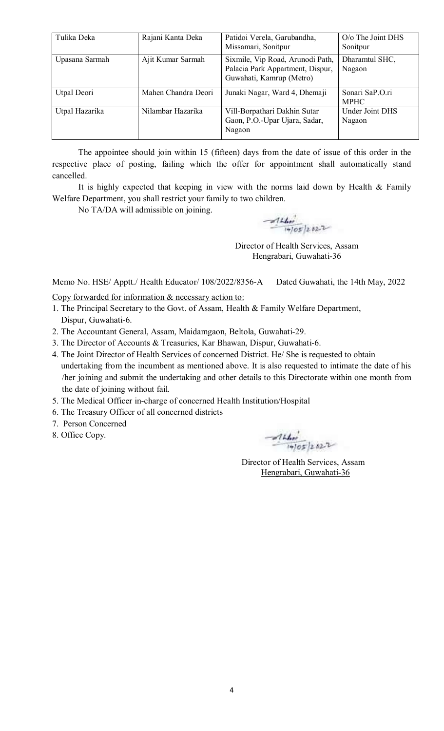| | | | |
|---|---|---|---|
| Tulika Deka | Rajani Kanta Deka | Patidoi Verela, Garubandha, Missamari, Sonitpur | O/o The Joint DHS Sonitpur |
| Upasana Sarmah | Ajit Kumar Sarmah | Sixmile, Vip Road, Arunodi Path, Palacia Park Appartment, Dispur, Guwahati, Kamrup (Metro) | Dharamtul SHC, Nagaon |
| Utpal Deori | Mahen Chandra Deori | Junaki Nagar, Ward 4, Dhemaji | Sonari SaP.O.ri MPHC |
| Utpal Hazarika | Nilambar Hazarika | Vill-Borpathari Dakhin Sutar Gaon, P.O.-Upar Ujara, Sadar, Nagaon | Under Joint DHS Nagaon |

The appointee should join within 15 (fifteen) days from the date of issue of this order in the respective place of posting, failing which the offer for appointment shall automatically stand cancelled.

It is highly expected that keeping in view with the norms laid down by Health & Family Welfare Department, you shall restrict your family to two children.

No TA/DA will admissible on joining.

14/05/2022

Director of Health Services, Assam
Hengrabari, Guwahati-36

Memo No. HSE/ Apptt./ Health Educator/ 108/2022/8356-A Dated Guwahati, the 14th May, 2022

Copy forwarded for information & necessary action to:

1. The Principal Secretary to the Govt. of Assam, Health & Family Welfare Department, Dispur, Guwahati-6.
2. The Accountant General, Assam, Maidamgaon, Beltola, Guwahati-29.
3. The Director of Accounts & Treasuries, Kar Bhawan, Dispur, Guwahati-6.
4. The Joint Director of Health Services of concerned District. He/ She is requested to obtain undertaking from the incumbent as mentioned above. It is also requested to intimate the date of his /her joining and submit the undertaking and other details to this Directorate within one month from the date of joining without fail.
5. The Medical Officer in-charge of concerned Health Institution/Hospital
6. The Treasury Officer of all concerned districts
7. Person Concerned
8. Office Copy.

14/05/2022

Director of Health Services, Assam
Hengrabari, Guwahati-36